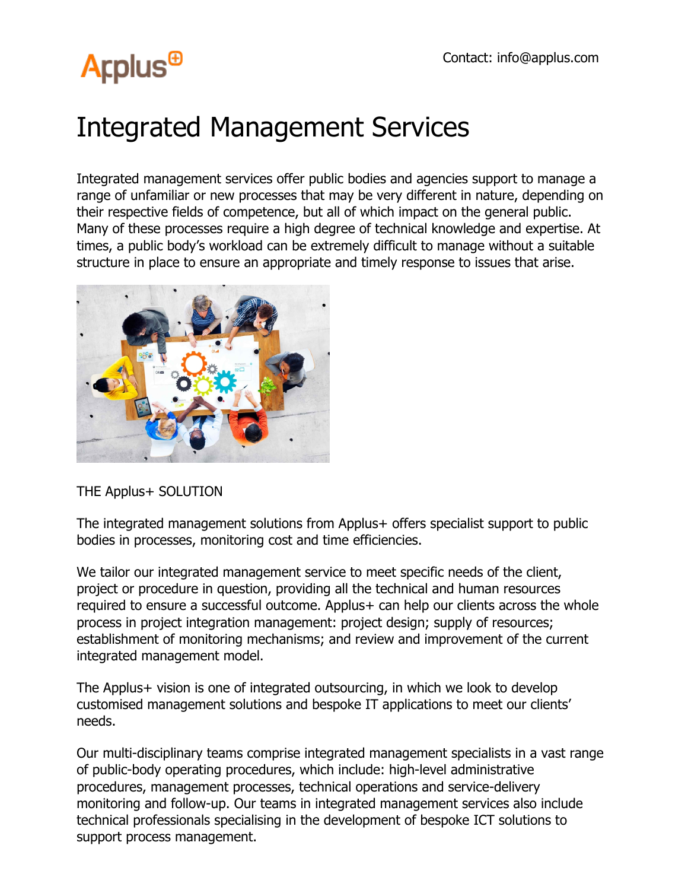Contact: info@applus.com

# Integrated Management Services

Integrated management services offer public bodies and agencies support to manage a range of unfamiliar or new processes that may be very different in nature, depending on their respective fields of competence, but all of which impact on the general public. Many of these processes require a high degree of technical knowledge and expertise. At times, a public body's workload can be extremely difficult to manage without a suitable structure in place to ensure an appropriate and timely response to issues that arise.

THE Applus+ SOLUTION

The integrated management solutions from Applus+ offers specialist support to public bodies in processes, monitoring cost and time efficiencies.

We tailor our integrated management service to meet specific needs of the client, project or procedure in question, providing all the technical and human resources required to ensure a successful outcome. Applus+ can help our clients across the whole process in project integration management: project design; supply of resources; establishment of monitoring mechanisms; and review and improvement of the current integrated management model.

The Applus+ vision is one of integrated outsourcing, in which we look to develop customised management solutions and bespoke IT applications to meet our clients' needs.

Our multi-disciplinary teams comprise integrated management specialists in a vast range of public-body operating procedures, which include: high-level administrative procedures, management processes, technical operations and service-delivery monitoring and follow-up. Our teams in integrated management services also include technical professionals specialising in the development of bespoke ICT solutions to support process management.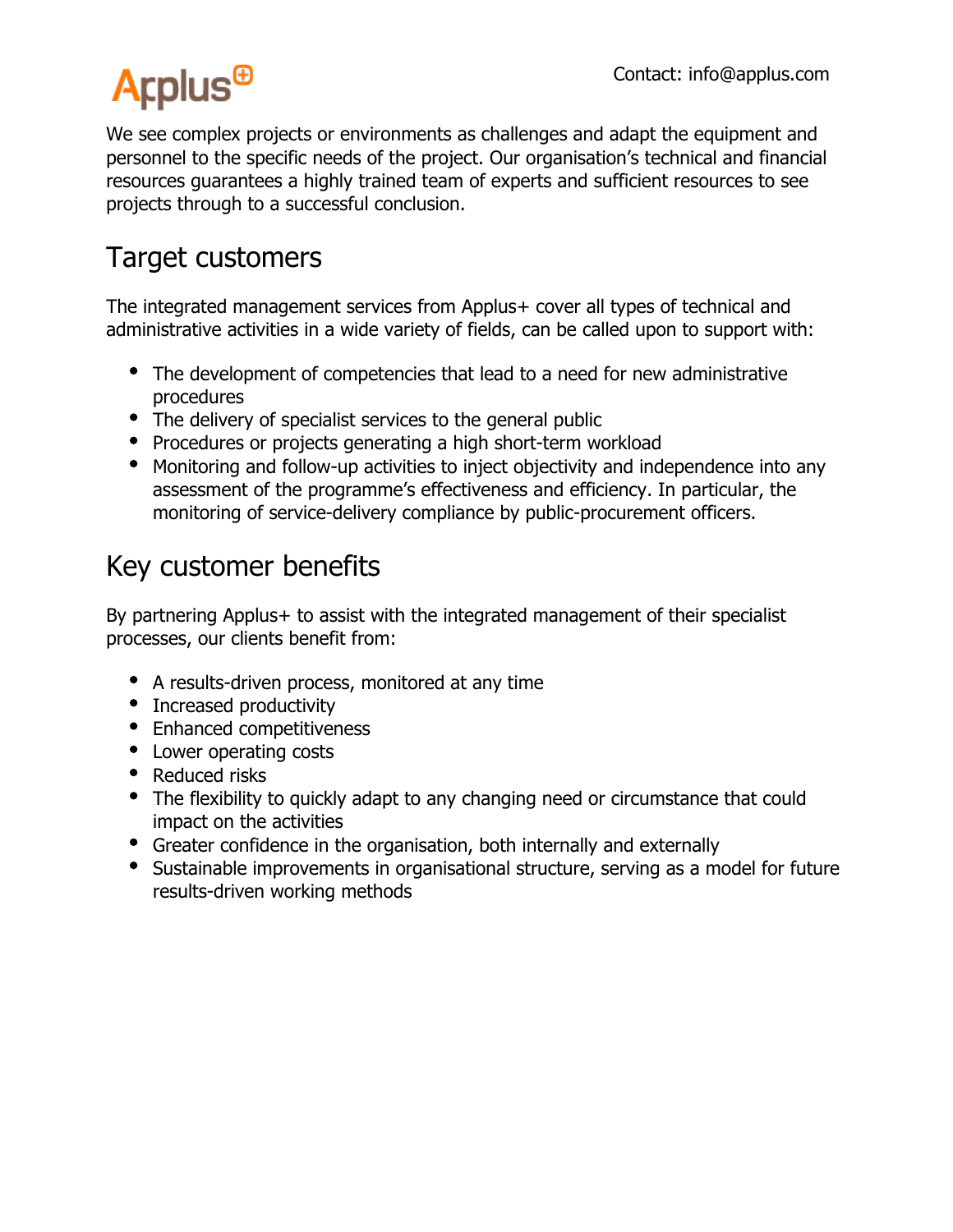We see complex projects or environments as challenges and adapt the equipment and personnel to the specific needs of the project. Our organisation's technical and financial resources guarantees a highly trained team of experts and sufficient resources to see projects through to a successful conclusion.

## Target customers

The integrated management services from Applus+ cover all types of technical and administrative activities in a wide variety of fields, can be called upon to support with:

- The development of competencies that lead to a need for new administrative procedures
- The delivery of specialist services to the general public
- Procedures or projects generating a high short-term workload
- Monitoring and follow-up activities to inject objectivity and independence into any assessment of the programme's effectiveness and efficiency. In particular, the monitoring of service-delivery compliance by public-procurement officers.

## Key customer benefits

By partnering Applus+ to assist with the integrated management of their specialist processes, our clients benefit from:

- A results-driven process, monitored at any time
- Increased productivity
- Enhanced competitiveness
- Lower operating costs
- Reduced risks
- The flexibility to quickly adapt to any changing need or circumstance that could impact on the activities
- Greater confidence in the organisation, both internally and externally
- Sustainable improvements in organisational structure, serving as a model for future results-driven working methods